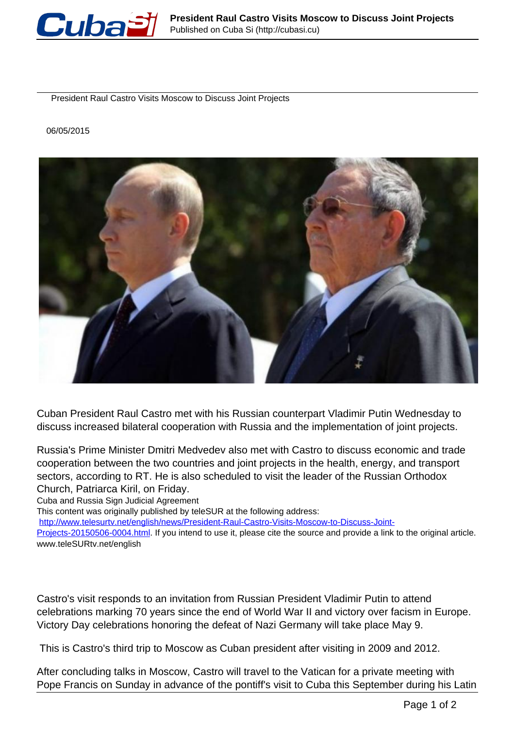# President Raul Castro Visits Moscow to Discuss Joint Projects

06/05/2015

Cuban President Raul Castro met with his Russian counterpart Vladimir Putin Wednesday to discuss increased bilateral cooperation with Russia and the implementation of joint projects.

Russia's Prime Minister Dmitri Medvedev also met with Castro to discuss economic and trade cooperation between the two countries and joint projects in the health, energy, and transport sectors, according to RT. He is also scheduled to visit the leader of the Russian Orthodox Church, Patriarca Kiril, on Friday.

Cuba and Russia Sign Judicial Agreement

This content was originally published by teleSUR at the following address:
http://www.telesurtv.net/english/news/President-Raul-Castro-Visits-Moscow-to-Discuss-Joint-Projects-20150506-0004.html. If you intend to use it, please cite the source and provide a link to the original article. www.teleSURtv.net/english

Castro's visit responds to an invitation from Russian President Vladimir Putin to attend celebrations marking 70 years since the end of World War II and victory over facism in Europe. Victory Day celebrations honoring the defeat of Nazi Germany will take place May 9.

This is Castro's third trip to Moscow as Cuban president after visiting in 2009 and 2012.

After concluding talks in Moscow, Castro will travel to the Vatican for a private meeting with Pope Francis on Sunday in advance of the pontiff's visit to Cuba this September during his Latin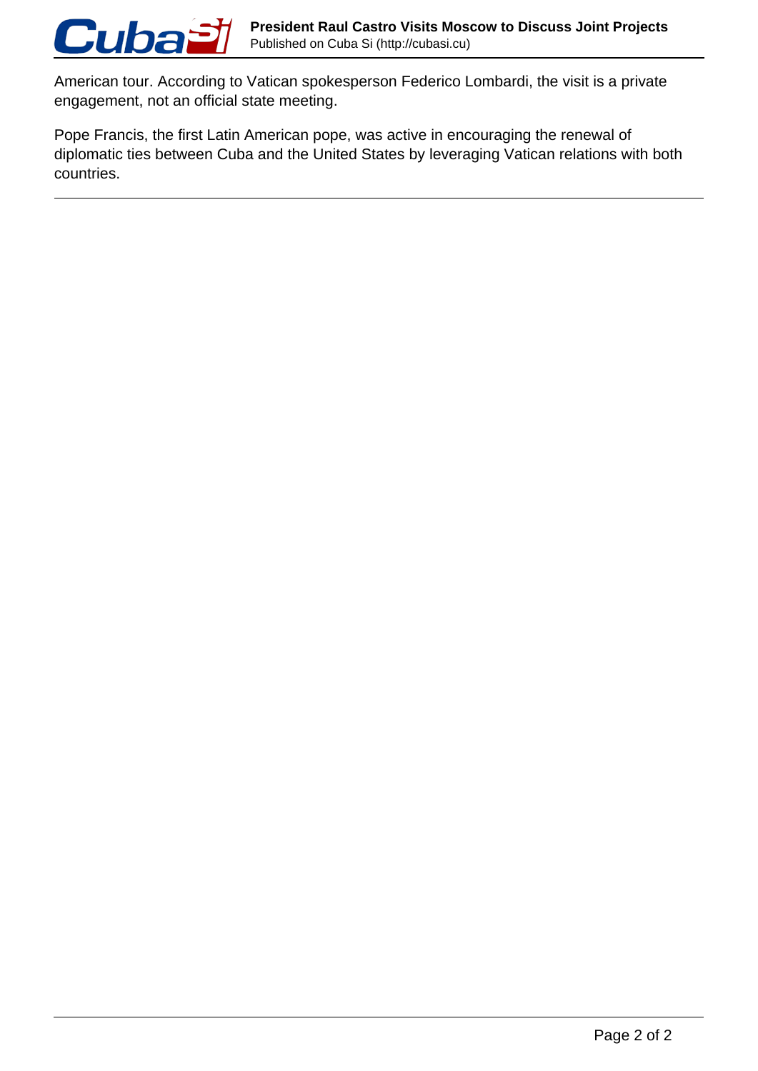American tour. According to Vatican spokesperson Federico Lombardi, the visit is a private engagement, not an official state meeting.

Pope Francis, the first Latin American pope, was active in encouraging the renewal of diplomatic ties between Cuba and the United States by leveraging Vatican relations with both countries.